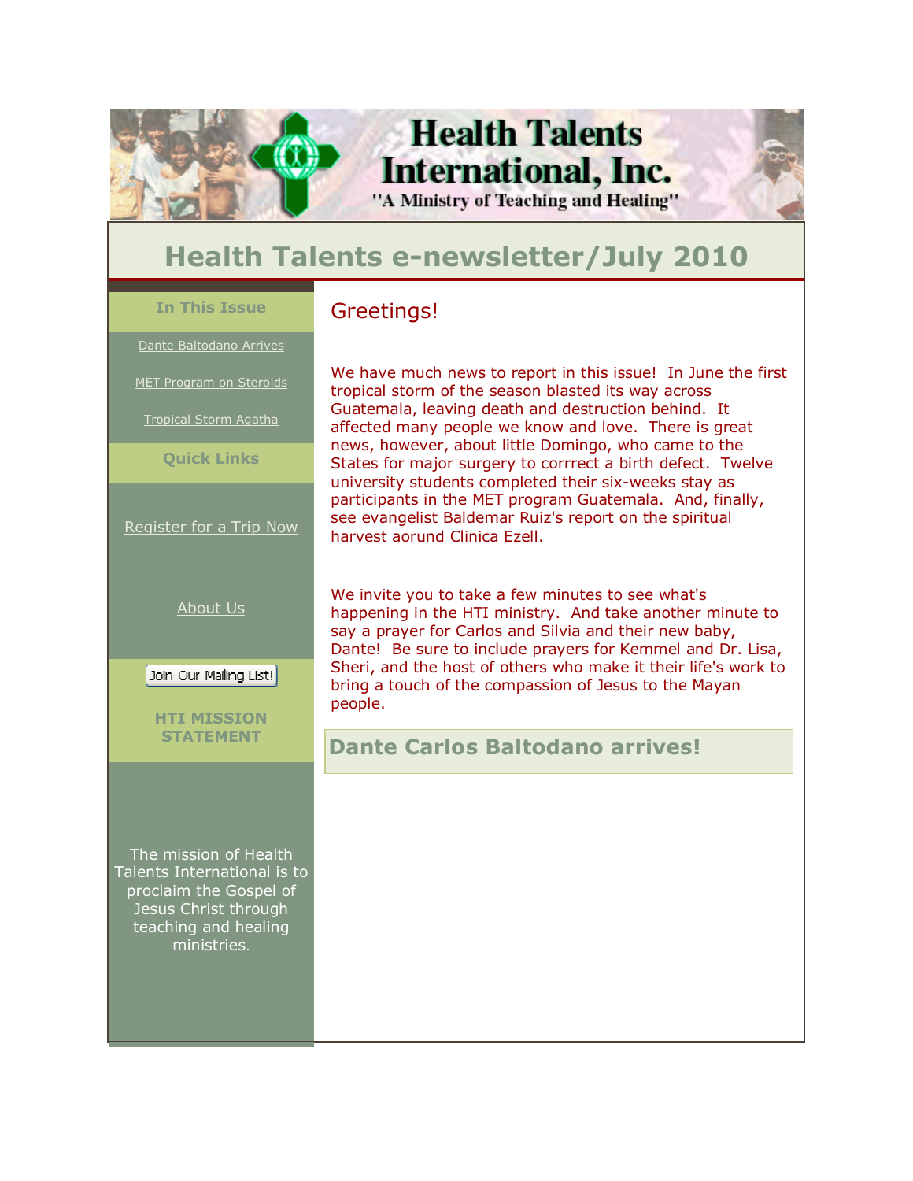# Health Talents International, Inc.

"A Ministry of Teaching and Healing"

## Health Talents e-newsletter/July 2010

**In This Issue**

Dante Baltodano Arrives

MET Program on Steroids

Tropical Storm Agatha

**Quick Links**

Register for a Trip Now

About Us

Join Our Mailing List!

**HTI MISSION STATEMENT**

The mission of Health Talents International is to proclaim the Gospel of Jesus Christ through teaching and healing ministries.

## Greetings!

We have much news to report in this issue! In June the first tropical storm of the season blasted its way across Guatemala, leaving death and destruction behind. It affected many people we know and love. There is great news, however, about little Domingo, who came to the States for major surgery to corrrect a birth defect. Twelve university students completed their six-weeks stay as participants in the MET program Guatemala. And, finally, see evangelist Baldemar Ruiz's report on the spiritual harvest aorund Clinica Ezell.

We invite you to take a few minutes to see what's happening in the HTI ministry. And take another minute to say a prayer for Carlos and Silvia and their new baby, Dante! Be sure to include prayers for Kemmel and Dr. Lisa, Sheri, and the host of others who make it their life's work to bring a touch of the compassion of Jesus to the Mayan people.

## Dante Carlos Baltodano arrives!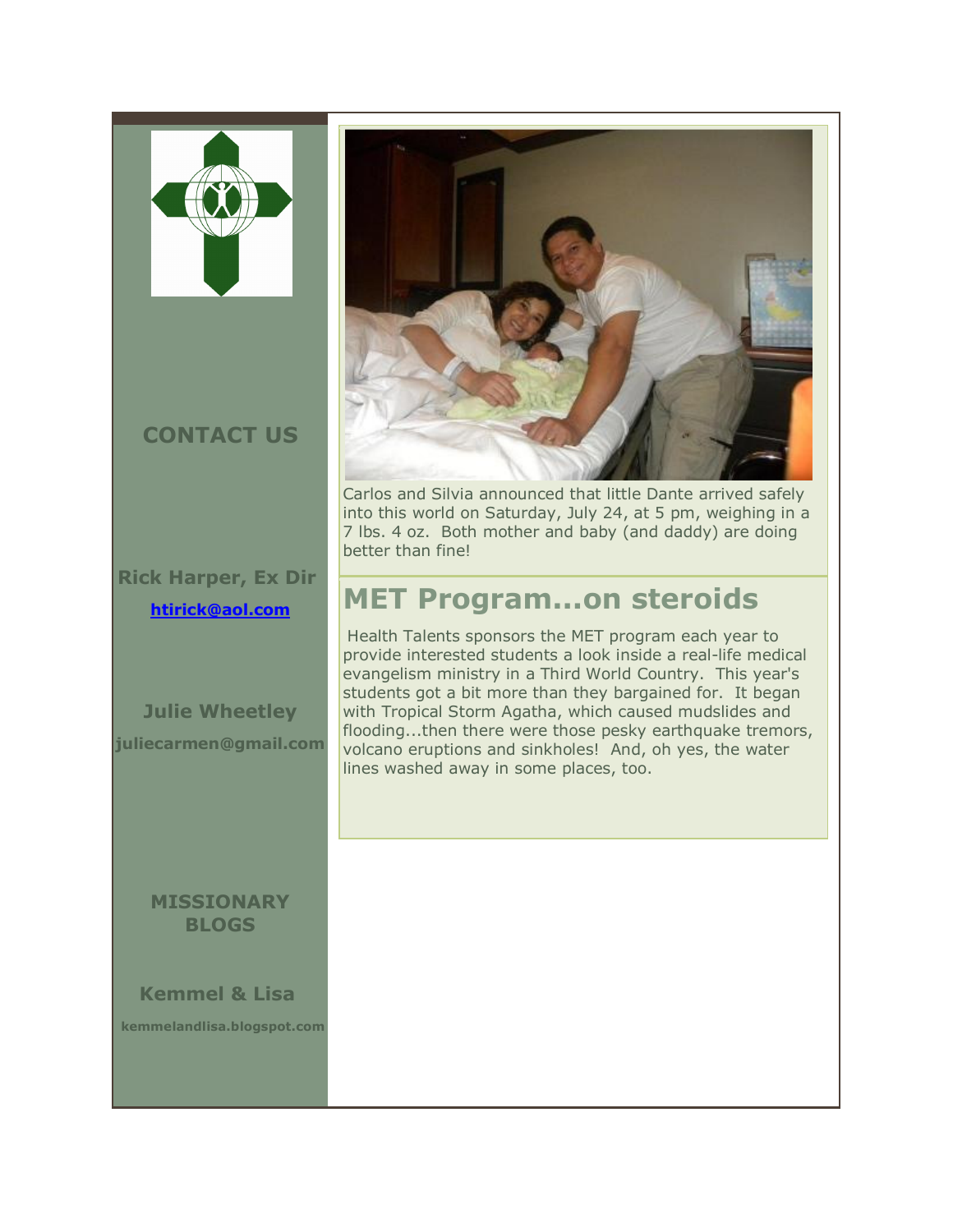Carlos and Silvia announced that little Dante arrived safely into this world on Saturday, July 24, at 5 pm, weighing in a 7 lbs. 4 oz. Both mother and baby (and daddy) are doing better than fine!

## MET Program...on steroids

Health Talents sponsors the MET program each year to provide interested students a look inside a real-life medical evangelism ministry in a Third World Country. This year's students got a bit more than they bargained for. It began with Tropical Storm Agatha, which caused mudslides and flooding...then there were those pesky earthquake tremors, volcano eruptions and sinkholes! And, oh yes, the water lines washed away in some places, too.

**CONTACT US**

**Rick Harper, Ex Dir**

[htirick@aol.com](mailto:htirick@aol.com)

**Julie Wheetley**

juliecarmen@gmail.com

**MISSIONARY BLOGS**

**Kemmel & Lisa**

kemmelandlisa.blogspot.com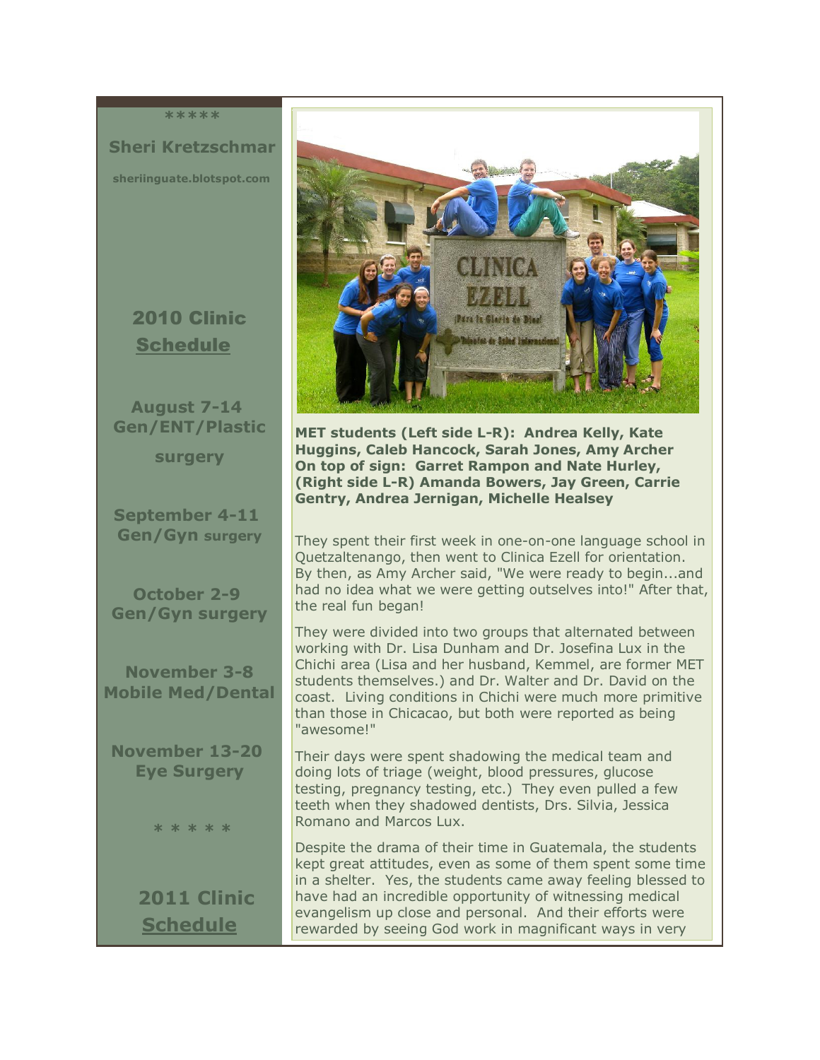\*\*\*\*\*

**Sheri Kretzschmar**

**sheriinguate.blotspot.com**

## 2010 Clinic Schedule

**August 7-14**
**Gen/ENT/Plastic surgery**

**September 4-11**
**Gen/Gyn surgery**

**October 2-9**
**Gen/Gyn surgery**

**November 3-8**
**Mobile Med/Dental**

**November 13-20**
**Eye Surgery**

\* \* \* \* \*

## 2011 Clinic Schedule

**MET students (Left side L-R): Andrea Kelly, Kate Huggins, Caleb Hancock, Sarah Jones, Amy Archer On top of sign: Garret Rampon and Nate Hurley, (Right side L-R) Amanda Bowers, Jay Green, Carrie Gentry, Andrea Jernigan, Michelle Healsey**

They spent their first week in one-on-one language school in Quetzaltenango, then went to Clinica Ezell for orientation. By then, as Amy Archer said, "We were ready to begin...and had no idea what we were getting outselves into!" After that, the real fun began!

They were divided into two groups that alternated between working with Dr. Lisa Dunham and Dr. Josefina Lux in the Chichi area (Lisa and her husband, Kemmel, are former MET students themselves.) and Dr. Walter and Dr. David on the coast. Living conditions in Chichi were much more primitive than those in Chicacao, but both were reported as being "awesome!"

Their days were spent shadowing the medical team and doing lots of triage (weight, blood pressures, glucose testing, pregnancy testing, etc.) They even pulled a few teeth when they shadowed dentists, Drs. Silvia, Jessica Romano and Marcos Lux.

Despite the drama of their time in Guatemala, the students kept great attitudes, even as some of them spent some time in a shelter. Yes, the students came away feeling blessed to have had an incredible opportunity of witnessing medical evangelism up close and personal. And their efforts were rewarded by seeing God work in magnificant ways in very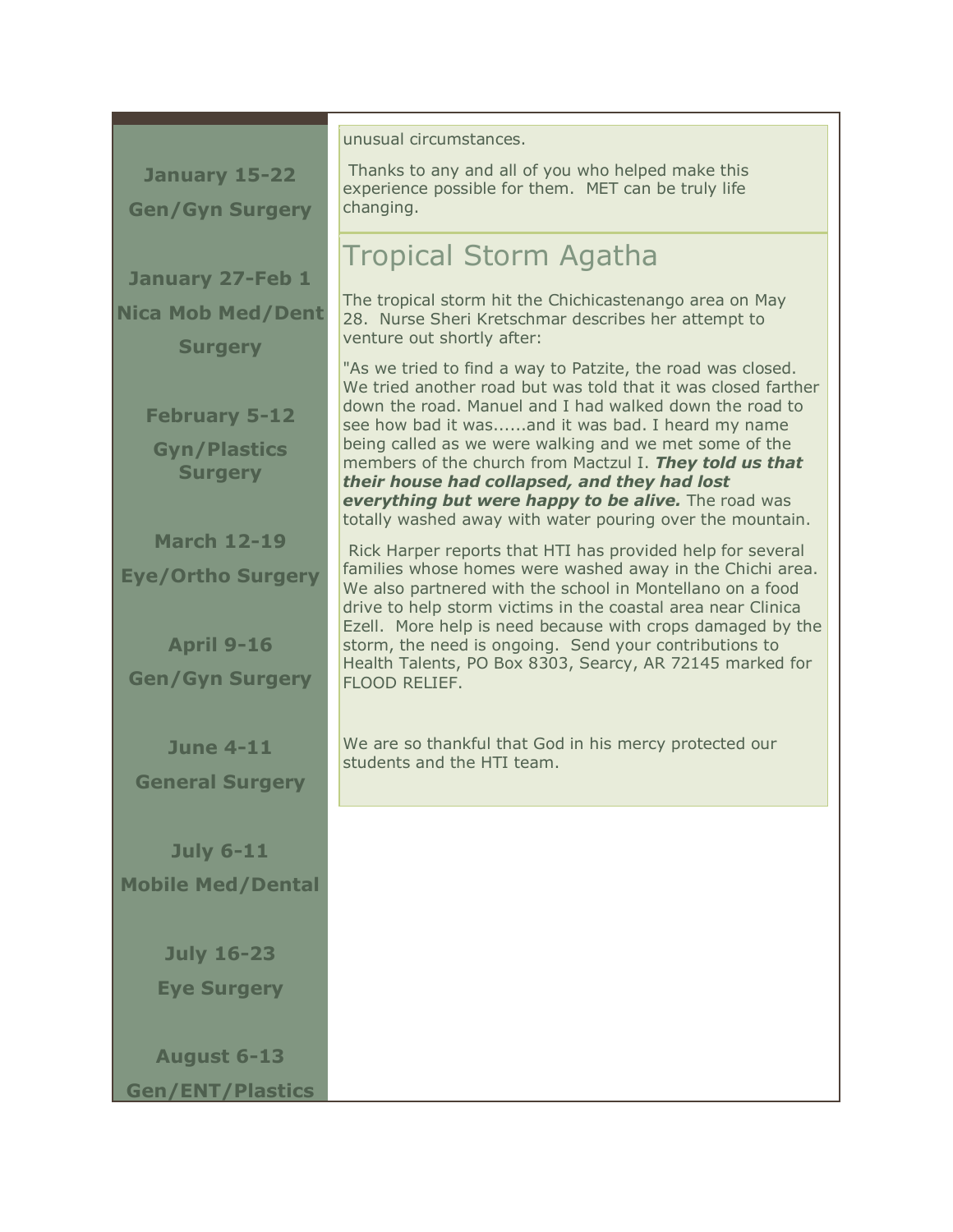**January 15-22**

**Gen/Gyn Surgery**

**January 27-Feb 1**

**Nica Mob Med/Dent Surgery**

**February 5-12**

**Gyn/Plastics Surgery**

**March 12-19**

**Eye/Ortho Surgery**

**April 9-16**

**Gen/Gyn Surgery**

**June 4-11**

**General Surgery**

**July 6-11**

**Mobile Med/Dental**

**July 16-23**

**Eye Surgery**

**August 6-13**

**Gen/ENT/Plastics**

unusual circumstances.

Thanks to any and all of you who helped make this experience possible for them. MET can be truly life changing.

# Tropical Storm Agatha

The tropical storm hit the Chichicastenango area on May 28. Nurse Sheri Kretschmar describes her attempt to venture out shortly after:

"As we tried to find a way to Patzite, the road was closed. We tried another road but was told that it was closed farther down the road. Manuel and I had walked down the road to see how bad it was......and it was bad. I heard my name being called as we were walking and we met some of the members of the church from Mactzul I. ***They told us that their house had collapsed, and they had lost everything but were happy to be alive.*** The road was totally washed away with water pouring over the mountain.

Rick Harper reports that HTI has provided help for several families whose homes were washed away in the Chichi area. We also partnered with the school in Montellano on a food drive to help storm victims in the coastal area near Clinica Ezell. More help is need because with crops damaged by the storm, the need is ongoing. Send your contributions to Health Talents, PO Box 8303, Searcy, AR 72145 marked for FLOOD RELIEF.

We are so thankful that God in his mercy protected our students and the HTI team.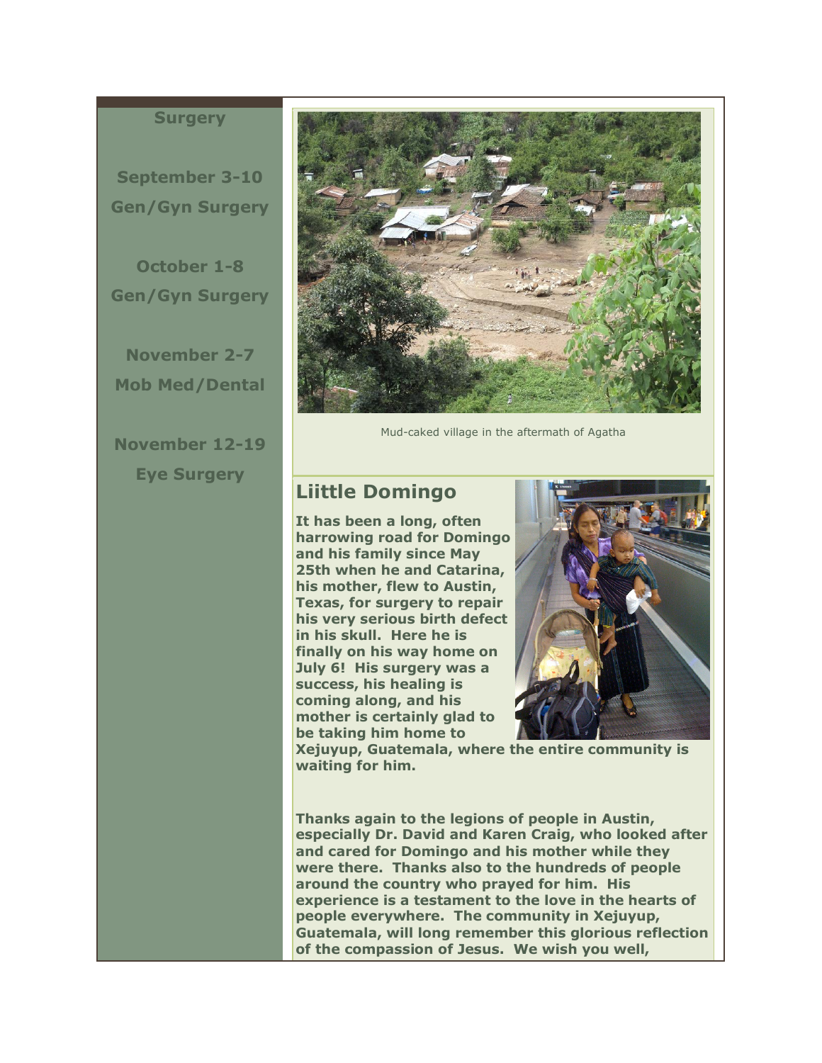**Surgery**

**September 3-10**
**Gen/Gyn Surgery**

**October 1-8**
**Gen/Gyn Surgery**

**November 2-7**
**Mob Med/Dental**

**November 12-19**
**Eye Surgery**

Mud-caked village in the aftermath of Agatha

## Liittle Domingo

**It has been a long, often harrowing road for Domingo and his family since May 25th when he and Catarina, his mother, flew to Austin, Texas, for surgery to repair his very serious birth defect in his skull. Here he is finally on his way home on July 6! His surgery was a success, his healing is coming along, and his mother is certainly glad to be taking him home to Xejuyup, Guatemala, where the entire community is waiting for him.**

**Thanks again to the legions of people in Austin, especially Dr. David and Karen Craig, who looked after and cared for Domingo and his mother while they were there. Thanks also to the hundreds of people around the country who prayed for him. His experience is a testament to the love in the hearts of people everywhere. The community in Xejuyup, Guatemala, will long remember this glorious reflection of the compassion of Jesus. We wish you well,**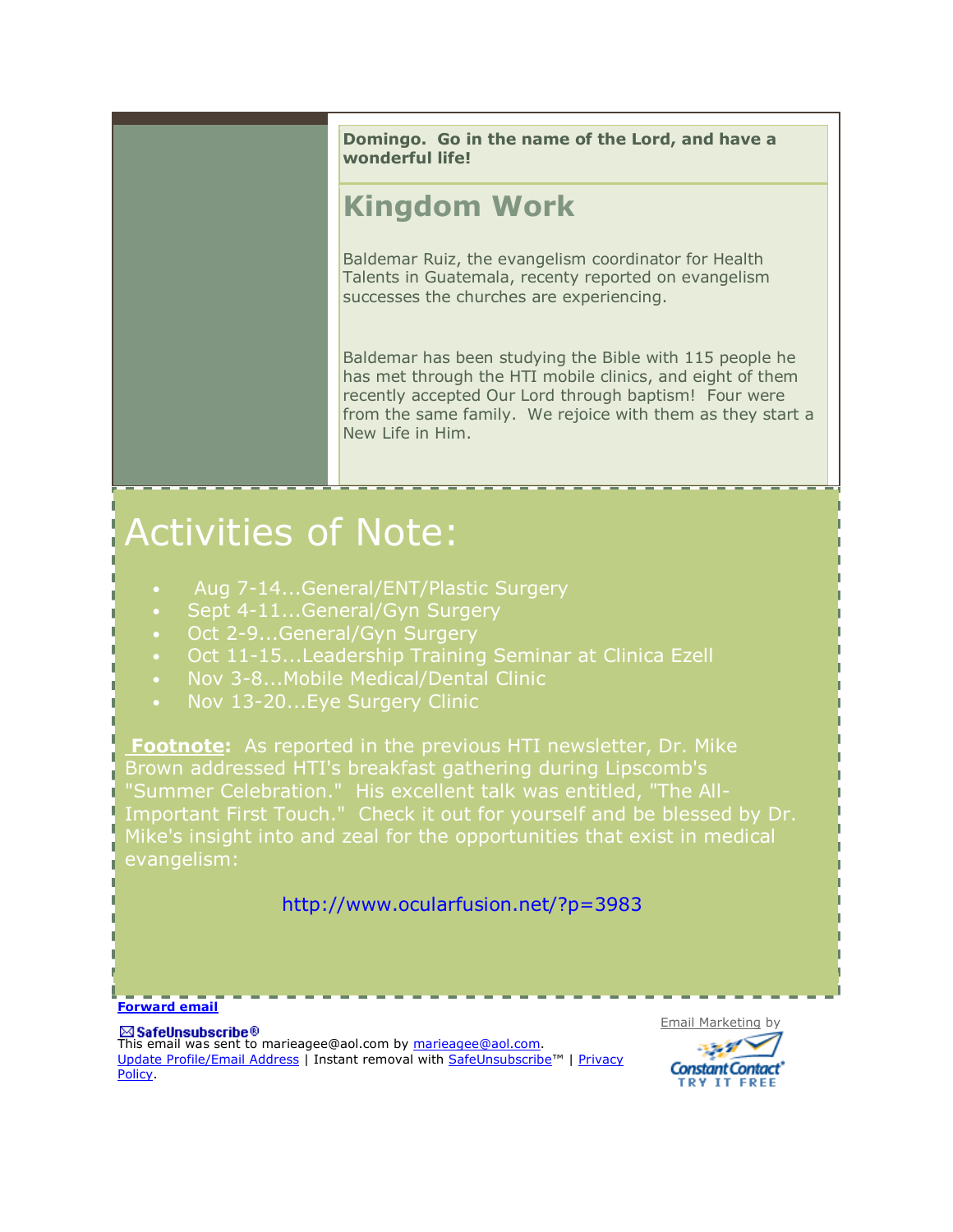**Domingo. Go in the name of the Lord, and have a wonderful life!**

## Kingdom Work

Baldemar Ruiz, the evangelism coordinator for Health Talents in Guatemala, recenty reported on evangelism successes the churches are experiencing.

Baldemar has been studying the Bible with 115 people he has met through the HTI mobile clinics, and eight of them recently accepted Our Lord through baptism! Four were from the same family. We rejoice with them as they start a New Life in Him.

# Activities of Note:

- Aug 7-14...General/ENT/Plastic Surgery
- Sept 4-11...General/Gyn Surgery
- Oct 2-9...General/Gyn Surgery
- Oct 11-15...Leadership Training Seminar at Clinica Ezell
- Nov 3-8...Mobile Medical/Dental Clinic
- Nov 13-20...Eye Surgery Clinic

**Footnote:** As reported in the previous HTI newsletter, Dr. Mike Brown addressed HTI's breakfast gathering during Lipscomb's "Summer Celebration." His excellent talk was entitled, "The All-Important First Touch." Check it out for yourself and be blessed by Dr. Mike's insight into and zeal for the opportunities that exist in medical evangelism:

http://www.ocularfusion.net/?p=3983

**Forward email**

SafeUnsubscribe®
This email was sent to marieagee@aol.com by marieagee@aol.com.
Update Profile/Email Address | Instant removal with SafeUnsubscribe™ | Privacy Policy.

Email Marketing by Constant Contact® TRY IT FREE